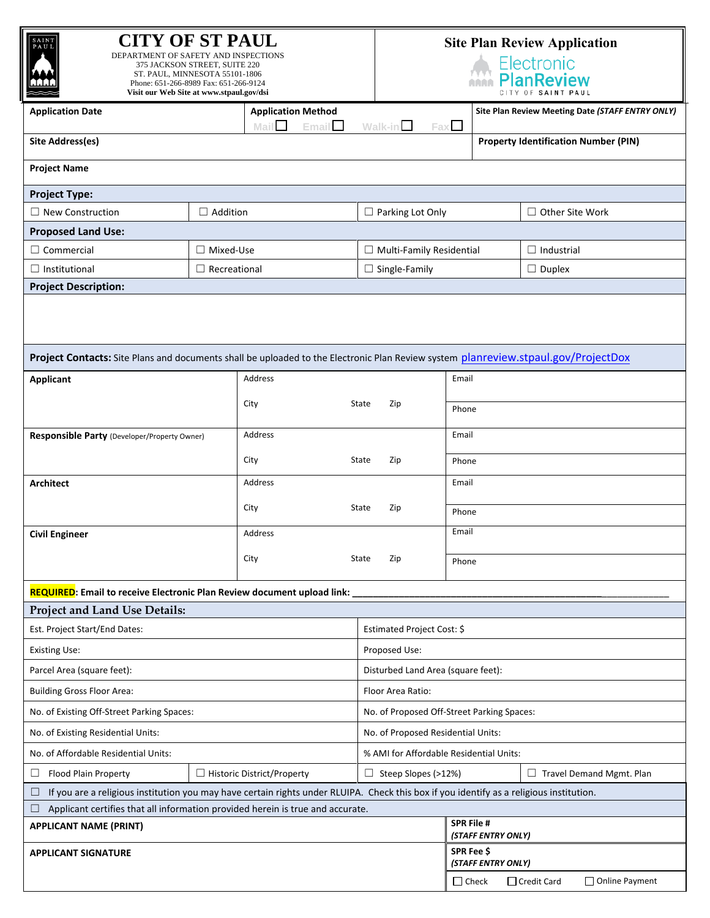# CITY OF ST PAUL

DEPARTMENT OF SAFETY AND INSPECTIONS
375 JACKSON STREET, SUITE 220
ST. PAUL, MINNESOTA 55101-1806
Phone: 651-266-8989 Fax: 651-266-9124
**Visit our Web Site at www.stpaul.gov/dsi**

## Site Plan Review Application

Electronic PlanReview
CITY OF SAINT PAUL

| **Application Date** | **Application Method**<br>Mail ☐ Email ☐ Walk-in ☐ Fax ☐ | **Site Plan Review Meeting Date *(STAFF ENTRY ONLY)*** |
|---|---|---|
| **Site Address(es)** | | **Property Identification Number (PIN)** |
| **Project Name** | | |

**Project Type:**

| | | | |
|---|---|---|---|
| ☐ New Construction | ☐ Addition | ☐ Parking Lot Only | ☐ Other Site Work |

**Proposed Land Use:**

| | | | |
|---|---|---|---|
| ☐ Commercial | ☐ Mixed-Use | ☐ Multi-Family Residential | ☐ Industrial |
| ☐ Institutional | ☐ Recreational | ☐ Single-Family | ☐ Duplex |

**Project Description:**

**Project Contacts:** Site Plans and documents shall be uploaded to the Electronic Plan Review system planreview.stpaul.gov/ProjectDox

| | | |
|---|---|---|
| **Applicant** | Address<br>City State Zip | Email<br>Phone |
| **Responsible Party** (Developer/Property Owner) | Address<br>City State Zip | Email<br>Phone |
| **Architect** | Address<br>City State Zip | Email<br>Phone |
| **Civil Engineer** | Address<br>City State Zip | Email<br>Phone |

**REQUIRED: Email to receive Electronic Plan Review document upload link:** ____________________________________________

## Project and Land Use Details:

| | |
|---|---|
| Est. Project Start/End Dates: | Estimated Project Cost: $ |
| Existing Use: | Proposed Use: |
| Parcel Area (square feet): | Disturbed Land Area (square feet): |
| Building Gross Floor Area: | Floor Area Ratio: |
| No. of Existing Off-Street Parking Spaces: | No. of Proposed Off-Street Parking Spaces: |
| No. of Existing Residential Units: | No. of Proposed Residential Units: |
| No. of Affordable Residential Units: | % AMI for Affordable Residential Units: |

☐ Flood Plain Property ☐ Historic District/Property ☐ Steep Slopes (>12%) ☐ Travel Demand Mgmt. Plan

☐ If you are a religious institution you may have certain rights under RLUIPA. Check this box if you identify as a religious institution.

☐ Applicant certifies that all information provided herein is true and accurate.

| | |
|---|---|
| **APPLICANT NAME (PRINT)** | **SPR File #**<br>***(STAFF ENTRY ONLY)*** |
| **APPLICANT SIGNATURE** | **SPR Fee $**<br>***(STAFF ENTRY ONLY)***<br>☐ Check ☐ Credit Card ☐ Online Payment |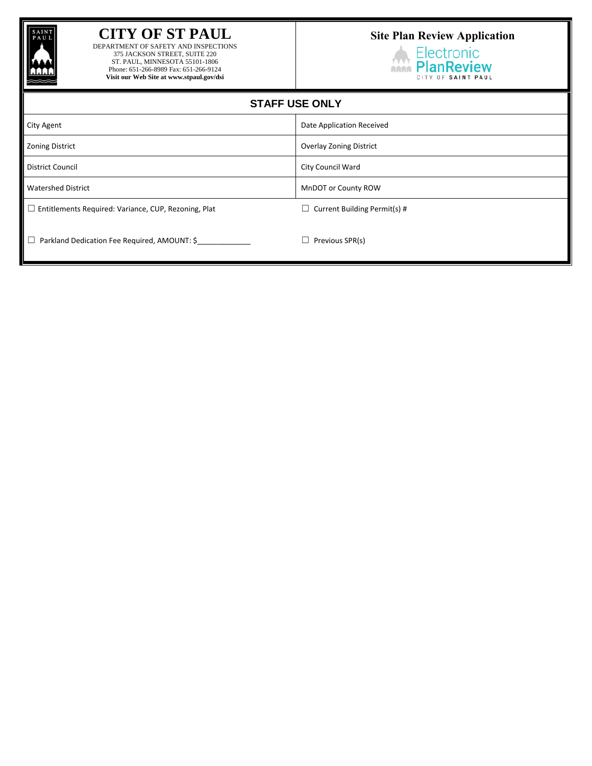# CITY OF ST PAUL

DEPARTMENT OF SAFETY AND INSPECTIONS
375 JACKSON STREET, SUITE 220
ST. PAUL, MINNESOTA 55101-1806
Phone: 651-266-8989 Fax: 651-266-9124
**Visit our Web Site at www.stpaul.gov/dsi**

## Site Plan Review Application

Electronic PlanReview
CITY OF SAINT PAUL

## STAFF USE ONLY

| | |
|---|---|
| City Agent | Date Application Received |
| Zoning District | Overlay Zoning District |
| District Council | City Council Ward |
| Watershed District | MnDOT or County ROW |
| ☐ Entitlements Required: Variance, CUP, Rezoning, Plat | ☐ Current Building Permit(s) # |
| ☐ Parkland Dedication Fee Required, AMOUNT: $_____________ | ☐ Previous SPR(s) |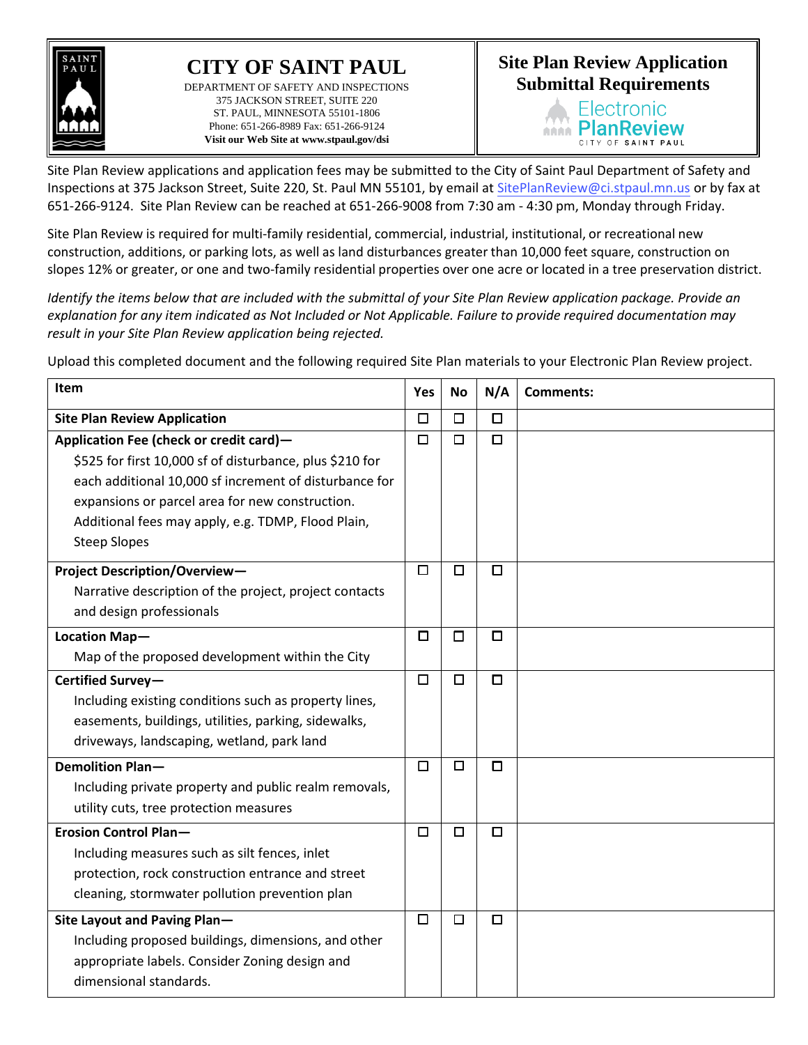# CITY OF SAINT PAUL

DEPARTMENT OF SAFETY AND INSPECTIONS
375 JACKSON STREET, SUITE 220
ST. PAUL, MINNESOTA 55101-1806
Phone: 651-266-8989 Fax: 651-266-9124
**Visit our Web Site at www.stpaul.gov/dsi**

## Site Plan Review Application Submittal Requirements

Electronic PlanReview
CITY OF SAINT PAUL

Site Plan Review applications and application fees may be submitted to the City of Saint Paul Department of Safety and Inspections at 375 Jackson Street, Suite 220, St. Paul MN 55101, by email at SitePlanReview@ci.stpaul.mn.us or by fax at 651-266-9124. Site Plan Review can be reached at 651-266-9008 from 7:30 am - 4:30 pm, Monday through Friday.

Site Plan Review is required for multi-family residential, commercial, industrial, institutional, or recreational new construction, additions, or parking lots, as well as land disturbances greater than 10,000 feet square, construction on slopes 12% or greater, or one and two-family residential properties over one acre or located in a tree preservation district.

*Identify the items below that are included with the submittal of your Site Plan Review application package. Provide an explanation for any item indicated as Not Included or Not Applicable. Failure to provide required documentation may result in your Site Plan Review application being rejected.*

Upload this completed document and the following required Site Plan materials to your Electronic Plan Review project.

| Item | Yes | No | N/A | Comments: |
|---|---|---|---|---|
| **Site Plan Review Application** | ☐ | ☐ | ☐ | |
| **Application Fee (check or credit card)—** $525 for first 10,000 sf of disturbance, plus $210 for each additional 10,000 sf increment of disturbance for expansions or parcel area for new construction. Additional fees may apply, e.g. TDMP, Flood Plain, Steep Slopes | ☐ | ☐ | ☐ | |
| **Project Description/Overview—** Narrative description of the project, project contacts and design professionals | ☐ | ☐ | ☐ | |
| **Location Map—** Map of the proposed development within the City | ☐ | ☐ | ☐ | |
| **Certified Survey—** Including existing conditions such as property lines, easements, buildings, utilities, parking, sidewalks, driveways, landscaping, wetland, park land | ☐ | ☐ | ☐ | |
| **Demolition Plan—** Including private property and public realm removals, utility cuts, tree protection measures | ☐ | ☐ | ☐ | |
| **Erosion Control Plan—** Including measures such as silt fences, inlet protection, rock construction entrance and street cleaning, stormwater pollution prevention plan | ☐ | ☐ | ☐ | |
| **Site Layout and Paving Plan—** Including proposed buildings, dimensions, and other appropriate labels. Consider Zoning design and dimensional standards. | ☐ | ☐ | ☐ | |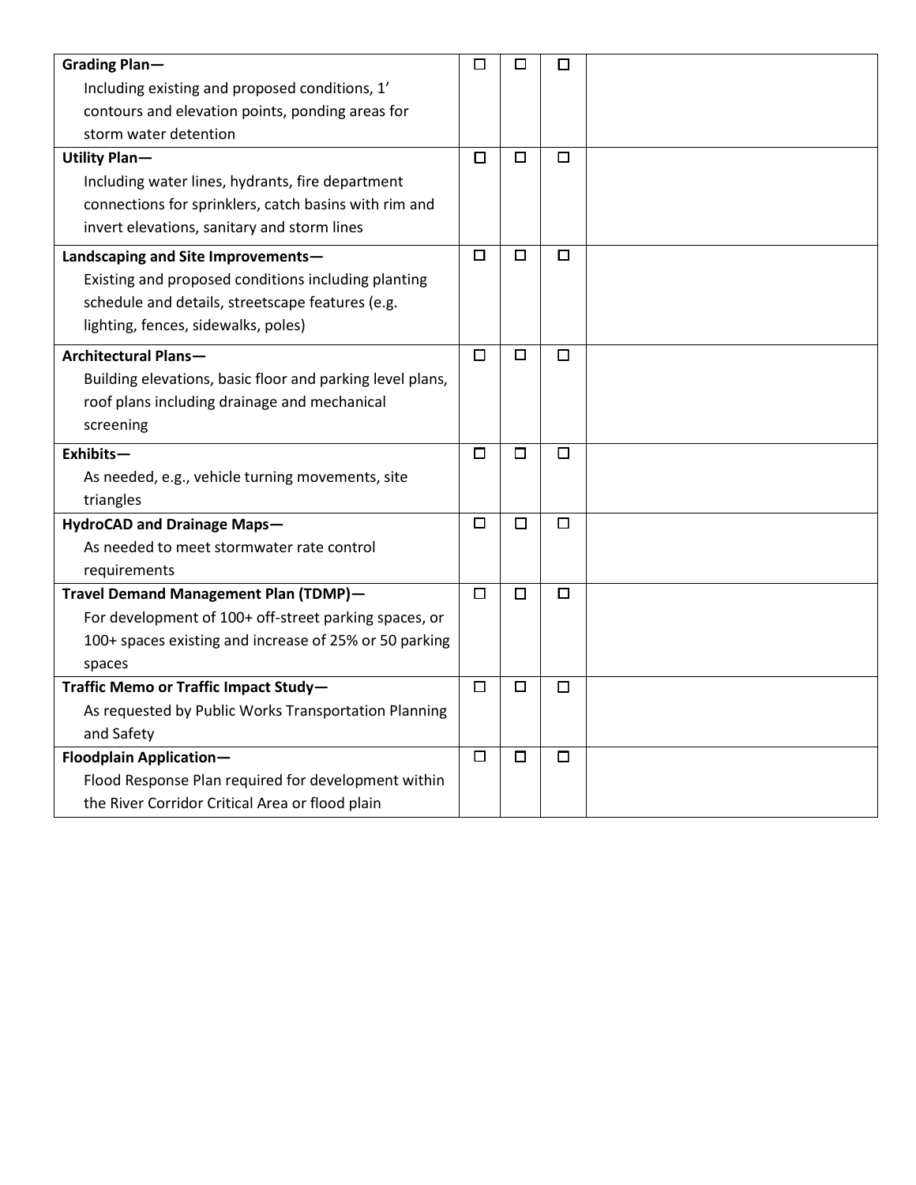| | | | | |
|---|---|---|---|---|
| **Grading Plan—** Including existing and proposed conditions, 1' contours and elevation points, ponding areas for storm water detention | ☐ | ☐ | ☐ | |
| **Utility Plan—** Including water lines, hydrants, fire department connections for sprinklers, catch basins with rim and invert elevations, sanitary and storm lines | ☐ | ☐ | ☐ | |
| **Landscaping and Site Improvements—** Existing and proposed conditions including planting schedule and details, streetscape features (e.g. lighting, fences, sidewalks, poles) | ☐ | ☐ | ☐ | |
| **Architectural Plans—** Building elevations, basic floor and parking level plans, roof plans including drainage and mechanical screening | ☐ | ☐ | ☐ | |
| **Exhibits—** As needed, e.g., vehicle turning movements, site triangles | ☐ | ☐ | ☐ | |
| **HydroCAD and Drainage Maps—** As needed to meet stormwater rate control requirements | ☐ | ☐ | ☐ | |
| **Travel Demand Management Plan (TDMP)—** For development of 100+ off-street parking spaces, or 100+ spaces existing and increase of 25% or 50 parking spaces | ☐ | ☐ | ☐ | |
| **Traffic Memo or Traffic Impact Study—** As requested by Public Works Transportation Planning and Safety | ☐ | ☐ | ☐ | |
| **Floodplain Application—** Flood Response Plan required for development within the River Corridor Critical Area or flood plain | ☐ | ☐ | ☐ | |